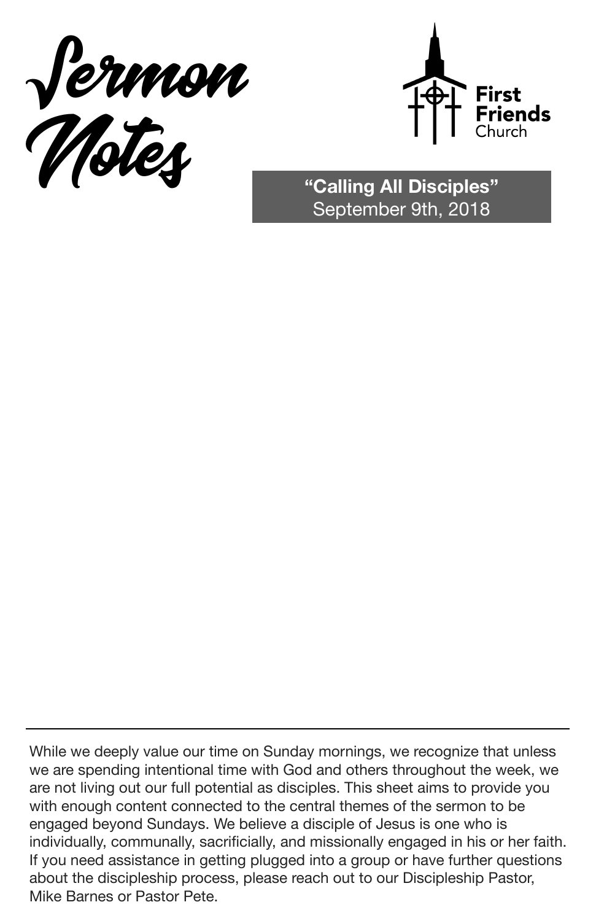# Sermon Notes

**First Friends** Church

**"Calling All Disciples"**
September 9th, 2018

---

While we deeply value our time on Sunday mornings, we recognize that unless we are spending intentional time with God and others throughout the week, we are not living out our full potential as disciples. This sheet aims to provide you with enough content connected to the central themes of the sermon to be engaged beyond Sundays. We believe a disciple of Jesus is one who is individually, communally, sacrificially, and missionally engaged in his or her faith. If you need assistance in getting plugged into a group or have further questions about the discipleship process, please reach out to our Discipleship Pastor, Mike Barnes or Pastor Pete.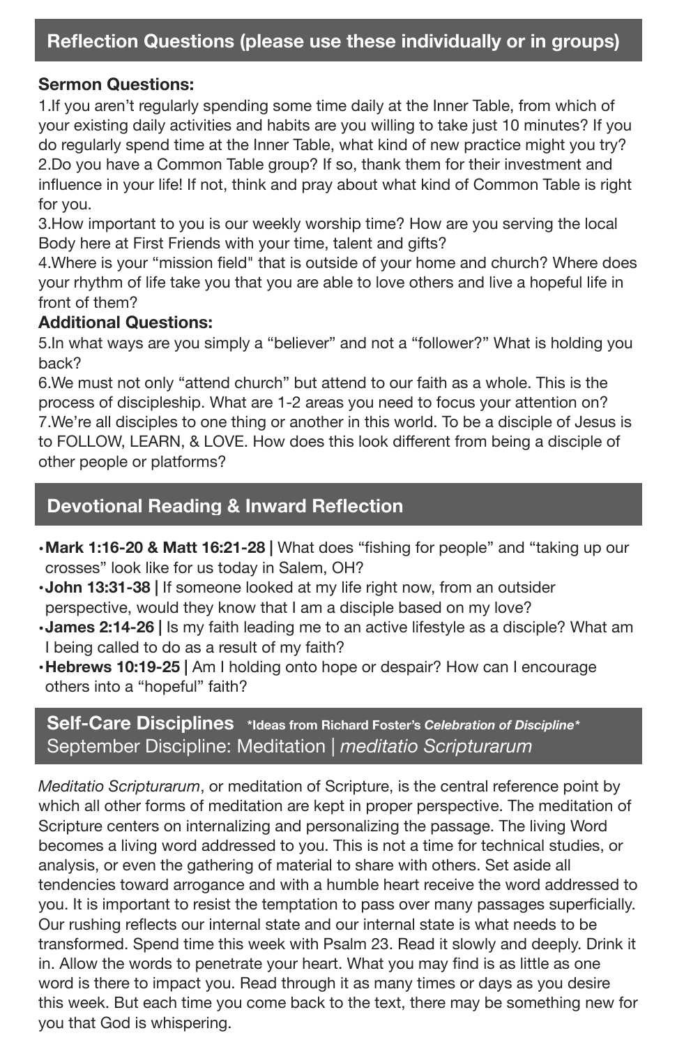## Reflection Questions (please use these individually or in groups)

**Sermon Questions:**

1.If you aren't regularly spending some time daily at the Inner Table, from which of your existing daily activities and habits are you willing to take just 10 minutes? If you do regularly spend time at the Inner Table, what kind of new practice might you try?
2.Do you have a Common Table group? If so, thank them for their investment and influence in your life! If not, think and pray about what kind of Common Table is right for you.
3.How important to you is our weekly worship time? How are you serving the local Body here at First Friends with your time, talent and gifts?
4.Where is your "mission field" that is outside of your home and church? Where does your rhythm of life take you that you are able to love others and live a hopeful life in front of them?

**Additional Questions:**

5.In what ways are you simply a "believer" and not a "follower?" What is holding you back?
6.We must not only "attend church" but attend to our faith as a whole. This is the process of discipleship. What are 1-2 areas you need to focus your attention on?
7.We're all disciples to one thing or another in this world. To be a disciple of Jesus is to FOLLOW, LEARN, & LOVE. How does this look different from being a disciple of other people or platforms?

## Devotional Reading & Inward Reflection

- **Mark 1:16-20 & Matt 16:21-28 |** What does "fishing for people" and "taking up our crosses" look like for us today in Salem, OH?
- **John 13:31-38 |** If someone looked at my life right now, from an outsider perspective, would they know that I am a disciple based on my love?
- **James 2:14-26 |** Is my faith leading me to an active lifestyle as a disciple? What am I being called to do as a result of my faith?
- **Hebrews 10:19-25 |** Am I holding onto hope or despair? How can I encourage others into a "hopeful" faith?

## Self-Care Disciplines **\*Ideas from Richard Foster's *Celebration of Discipline*\***

September Discipline: Meditation | *meditatio Scripturarum*

*Meditatio Scripturarum*, or meditation of Scripture, is the central reference point by which all other forms of meditation are kept in proper perspective. The meditation of Scripture centers on internalizing and personalizing the passage. The living Word becomes a living word addressed to you. This is not a time for technical studies, or analysis, or even the gathering of material to share with others. Set aside all tendencies toward arrogance and with a humble heart receive the word addressed to you. It is important to resist the temptation to pass over many passages superficially. Our rushing reflects our internal state and our internal state is what needs to be transformed. Spend time this week with Psalm 23. Read it slowly and deeply. Drink it in. Allow the words to penetrate your heart. What you may find is as little as one word is there to impact you. Read through it as many times or days as you desire this week. But each time you come back to the text, there may be something new for you that God is whispering.